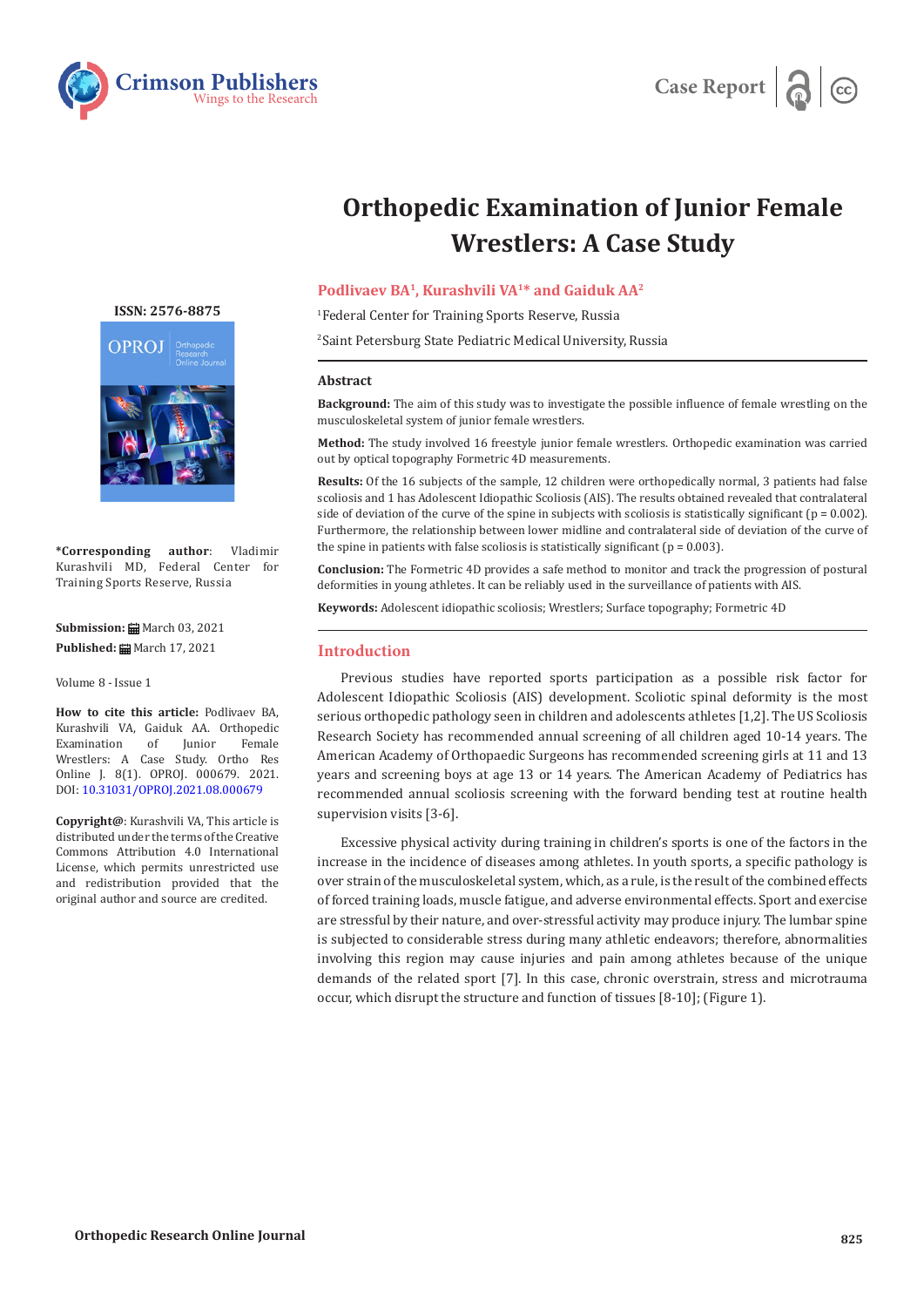Case Report

# Orthopedic Examination of Junior Female Wrestlers: A Case Study

**Podlivaev BA[1], Kurashvili VA[1]* and Gaiduk AA[2]**

[1]Federal Center for Training Sports Reserve, Russia

[2]Saint Petersburg State Pediatric Medical University, Russia

ISSN: 2576-8875

**\*Corresponding author**: Vladimir Kurashvili MD, Federal Center for Training Sports Reserve, Russia

**Submission:** March 03, 2021

**Published:** March 17, 2021

Volume 8 - Issue 1

**How to cite this article:** Podlivaev BA, Kurashvili VA, Gaiduk AA. Orthopedic Examination of Junior Female Wrestlers: A Case Study. Ortho Res Online J. 8(1). OPROJ. 000679. 2021. DOI: 10.31031/OPROJ.2021.08.000679

**Copyright@**: Kurashvili VA, This article is distributed under the terms of the Creative Commons Attribution 4.0 International License, which permits unrestricted use and redistribution provided that the original author and source are credited.

## Abstract

**Background:** The aim of this study was to investigate the possible influence of female wrestling on the musculoskeletal system of junior female wrestlers.

**Method:** The study involved 16 freestyle junior female wrestlers. Orthopedic examination was carried out by optical topography Formetric 4D measurements.

**Results:** Of the 16 subjects of the sample, 12 children were orthopedically normal, 3 patients had false scoliosis and 1 has Adolescent Idiopathic Scoliosis (AIS). The results obtained revealed that contralateral side of deviation of the curve of the spine in subjects with scoliosis is statistically significant ($p = 0.002$). Furthermore, the relationship between lower midline and contralateral side of deviation of the curve of the spine in patients with false scoliosis is statistically significant ($p = 0.003$).

**Conclusion:** The Formetric 4D provides a safe method to monitor and track the progression of postural deformities in young athletes. It can be reliably used in the surveillance of patients with AIS.

**Keywords:** Adolescent idiopathic scoliosis; Wrestlers; Surface topography; Formetric 4D

## Introduction

Previous studies have reported sports participation as a possible risk factor for Adolescent Idiopathic Scoliosis (AIS) development. Scoliotic spinal deformity is the most serious orthopedic pathology seen in children and adolescents athletes [1,2]. The US Scoliosis Research Society has recommended annual screening of all children aged 10-14 years. The American Academy of Orthopaedic Surgeons has recommended screening girls at 11 and 13 years and screening boys at age 13 or 14 years. The American Academy of Pediatrics has recommended annual scoliosis screening with the forward bending test at routine health supervision visits [3-6].

Excessive physical activity during training in children's sports is one of the factors in the increase in the incidence of diseases among athletes. In youth sports, a specific pathology is over strain of the musculoskeletal system, which, as a rule, is the result of the combined effects of forced training loads, muscle fatigue, and adverse environmental effects. Sport and exercise are stressful by their nature, and over-stressful activity may produce injury. The lumbar spine is subjected to considerable stress during many athletic endeavors; therefore, abnormalities involving this region may cause injuries and pain among athletes because of the unique demands of the related sport [7]. In this case, chronic overstrain, stress and microtrauma occur, which disrupt the structure and function of tissues [8-10]; (Figure 1).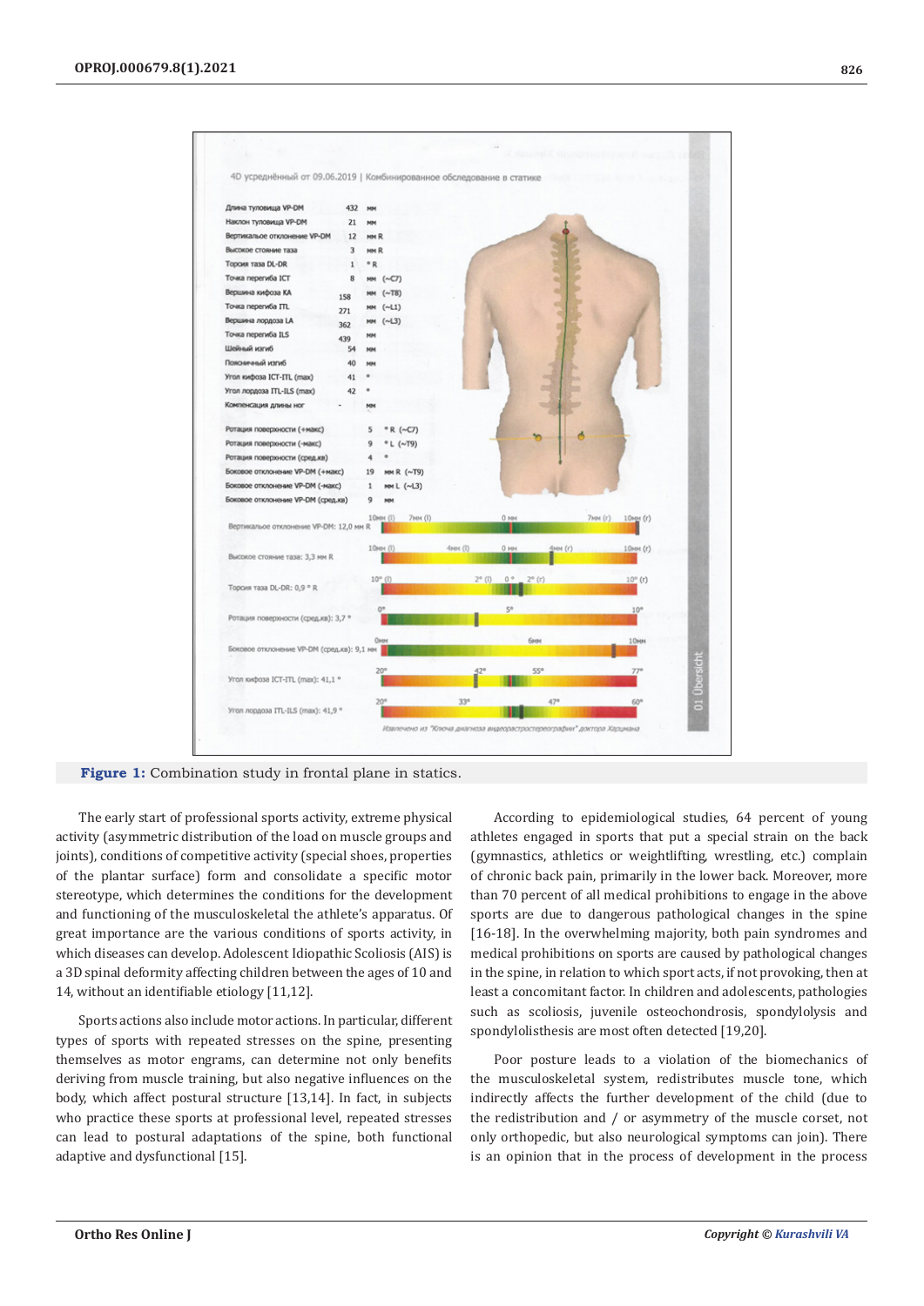**Figure 1:** Combination study in frontal plane in statics.

The early start of professional sports activity, extreme physical activity (asymmetric distribution of the load on muscle groups and joints), conditions of competitive activity (special shoes, properties of the plantar surface) form and consolidate a specific motor stereotype, which determines the conditions for the development and functioning of the musculoskeletal the athlete's apparatus. Of great importance are the various conditions of sports activity, in which diseases can develop. Adolescent Idiopathic Scoliosis (AIS) is a 3D spinal deformity affecting children between the ages of 10 and 14, without an identifiable etiology [11,12].

Sports actions also include motor actions. In particular, different types of sports with repeated stresses on the spine, presenting themselves as motor engrams, can determine not only benefits deriving from muscle training, but also negative influences on the body, which affect postural structure [13,14]. In fact, in subjects who practice these sports at professional level, repeated stresses can lead to postural adaptations of the spine, both functional adaptive and dysfunctional [15].

According to epidemiological studies, 64 percent of young athletes engaged in sports that put a special strain on the back (gymnastics, athletics or weightlifting, wrestling, etc.) complain of chronic back pain, primarily in the lower back. Moreover, more than 70 percent of all medical prohibitions to engage in the above sports are due to dangerous pathological changes in the spine [16-18]. In the overwhelming majority, both pain syndromes and medical prohibitions on sports are caused by pathological changes in the spine, in relation to which sport acts, if not provoking, then at least a concomitant factor. In children and adolescents, pathologies such as scoliosis, juvenile osteochondrosis, spondylolysis and spondylolisthesis are most often detected [19,20].

Poor posture leads to a violation of the biomechanics of the musculoskeletal system, redistributes muscle tone, which indirectly affects the further development of the child (due to the redistribution and / or asymmetry of the muscle corset, not only orthopedic, but also neurological symptoms can join). There is an opinion that in the process of development in the process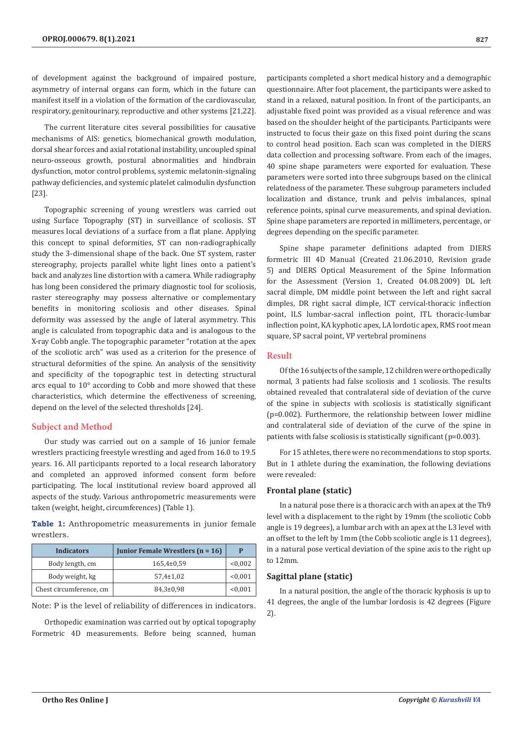of development against the background of impaired posture, asymmetry of internal organs can form, which in the future can manifest itself in a violation of the formation of the cardiovascular, respiratory, genitourinary, reproductive and other systems [21,22].

The current literature cites several possibilities for causative mechanisms of AIS: genetics, biomechanical growth modulation, dorsal shear forces and axial rotational instability, uncoupled spinal neuro-osseous growth, postural abnormalities and hindbrain dysfunction, motor control problems, systemic melatonin-signaling pathway deficiencies, and systemic platelet calmodulin dysfunction [23].

Topographic screening of young wrestlers was carried out using Surface Topography (ST) in surveillance of scoliosis. ST measures local deviations of a surface from a flat plane. Applying this concept to spinal deformities, ST can non-radiographically study the 3-dimensional shape of the back. One ST system, raster stereography, projects parallel white light lines onto a patient's back and analyzes line distortion with a camera. While radiography has long been considered the primary diagnostic tool for scoliosis, raster stereography may possess alternative or complementary benefits in monitoring scoliosis and other diseases. Spinal deformity was assessed by the angle of lateral asymmetry. This angle is calculated from topographic data and is analogous to the X-ray Cobb angle. The topographic parameter "rotation at the apex of the scoliotic arch" was used as a criterion for the presence of structural deformities of the spine. An analysis of the sensitivity and specificity of the topographic test in detecting structural arcs equal to 10° according to Cobb and more showed that these characteristics, which determine the effectiveness of screening, depend on the level of the selected thresholds [24].

## Subject and Method

Our study was carried out on a sample of 16 junior female wrestlers practicing freestyle wrestling and aged from 16.0 to 19.5 years. 16. All participants reported to a local research laboratory and completed an approved informed consent form before participating. The local institutional review board approved all aspects of the study. Various anthropometric measurements were taken (weight, height, circumferences) (Table 1).

**Table 1:** Anthropometric measurements in junior female wrestlers.

| Indicators | Junior Female Wrestlers (n = 16) | P |
|---|---|---|
| Body length, cm | 165,4±0,59 | <0,002 |
| Body weight, kg | 57,4±1,02 | <0,001 |
| Chest circumference, cm | 84,3±0,98 | <0,001 |

Note: P is the level of reliability of differences in indicators.

Orthopedic examination was carried out by optical topography Formetric 4D measurements. Before being scanned, human participants completed a short medical history and a demographic questionnaire. After foot placement, the participants were asked to stand in a relaxed, natural position. In front of the participants, an adjustable fixed point was provided as a visual reference and was based on the shoulder height of the participants. Participants were instructed to focus their gaze on this fixed point during the scans to control head position. Each scan was completed in the DIERS data collection and processing software. From each of the images, 40 spine shape parameters were exported for evaluation. These parameters were sorted into three subgroups based on the clinical relatedness of the parameter. These subgroup parameters included localization and distance, trunk and pelvis imbalances, spinal reference points, spinal curve measurements, and spinal deviation. Spine shape parameters are reported in millimeters, percentage, or degrees depending on the specific parameter.

Spine shape parameter definitions adapted from DIERS formetric III 4D Manual (Created 21.06.2010, Revision grade 5) and DIERS Optical Measurement of the Spine Information for the Assessment (Version 1, Created 04.08.2009) DL left sacral dimple, DM middle point between the left and right sacral dimples, DR right sacral dimple, ICT cervical-thoracic inflection point, ILS lumbar-sacral inflection point, ITL thoracic-lumbar inflection point, KA kyphotic apex, LA lordotic apex, RMS root mean square, SP sacral point, VP vertebral prominens

## Result

Of the 16 subjects of the sample, 12 children were orthopedically normal, 3 patients had false scoliosis and 1 scoliosis. The results obtained revealed that contralateral side of deviation of the curve of the spine in subjects with scoliosis is statistically significant (p=0.002). Furthermore, the relationship between lower midline and contralateral side of deviation of the curve of the spine in patients with false scoliosis is statistically significant (p=0.003).

For 15 athletes, there were no recommendations to stop sports. But in 1 athlete during the examination, the following deviations were revealed:

### Frontal plane (static)

In a natural pose there is a thoracic arch with an apex at the Th9 level with a displacement to the right by 19mm (the scoliotic Cobb angle is 19 degrees), a lumbar arch with an apex at the L3 level with an offset to the left by 1mm (the Cobb scoliotic angle is 11 degrees), in a natural pose vertical deviation of the spine axis to the right up to 12mm.

### Sagittal plane (static)

In a natural position, the angle of the thoracic kyphosis is up to 41 degrees, the angle of the lumbar lordosis is 42 degrees (Figure 2).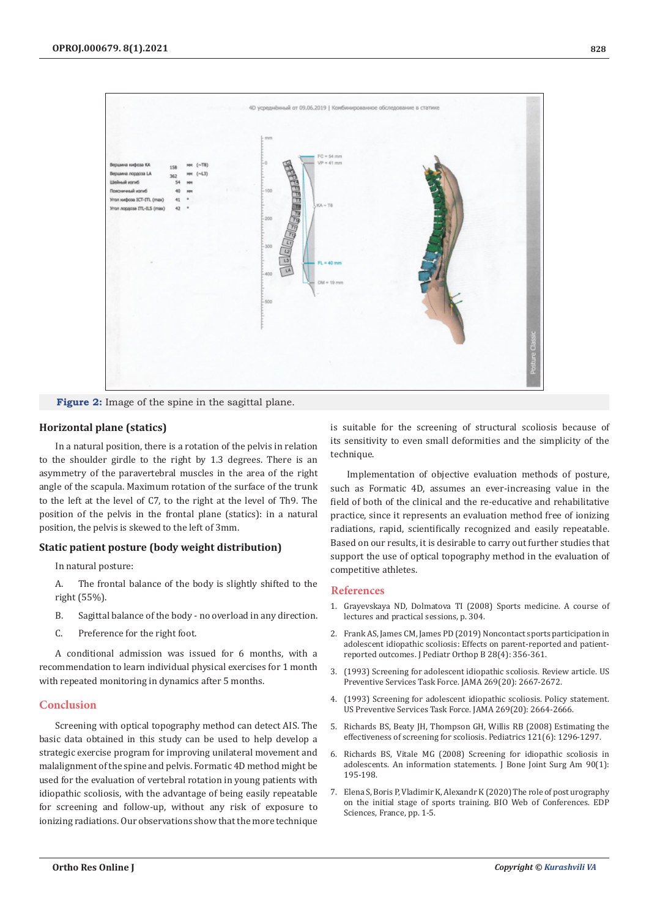Figure 2: Image of the spine in the sagittal plane.

### Horizontal plane (statics)

In a natural position, there is a rotation of the pelvis in relation to the shoulder girdle to the right by 1.3 degrees. There is an asymmetry of the paravertebral muscles in the area of the right angle of the scapula. Maximum rotation of the surface of the trunk to the left at the level of C7, to the right at the level of Th9. The position of the pelvis in the frontal plane (statics): in a natural position, the pelvis is skewed to the left of 3mm.

### Static patient posture (body weight distribution)

In natural posture:

A. The frontal balance of the body is slightly shifted to the right (55%).

B. Sagittal balance of the body - no overload in any direction.

C. Preference for the right foot.

A conditional admission was issued for 6 months, with a recommendation to learn individual physical exercises for 1 month with repeated monitoring in dynamics after 5 months.

## Conclusion

Screening with optical topography method can detect AIS. The basic data obtained in this study can be used to help develop a strategic exercise program for improving unilateral movement and malalignment of the spine and pelvis. Formatic 4D method might be used for the evaluation of vertebral rotation in young patients with idiopathic scoliosis, with the advantage of being easily repeatable for screening and follow-up, without any risk of exposure to ionizing radiations. Our observations show that the more technique is suitable for the screening of structural scoliosis because of its sensitivity to even small deformities and the simplicity of the technique.

Implementation of objective evaluation methods of posture, such as Formatic 4D, assumes an ever-increasing value in the field of both of the clinical and the re-educative and rehabilitative practice, since it represents an evaluation method free of ionizing radiations, rapid, scientifically recognized and easily repeatable. Based on our results, it is desirable to carry out further studies that support the use of optical topography method in the evaluation of competitive athletes.

## References

1. Grayevskaya ND, Dolmatova TI (2008) Sports medicine. A course of lectures and practical sessions, p. 304.
2. Frank AS, James CM, James PD (2019) Noncontact sports participation in adolescent idiopathic scoliosis: Effects on parent-reported and patient-reported outcomes. J Pediatr Orthop B 28(4): 356-361.
3. (1993) Screening for adolescent idiopathic scoliosis. Review article. US Preventive Services Task Force. JAMA 269(20): 2667-2672.
4. (1993) Screening for adolescent idiopathic scoliosis. Policy statement. US Preventive Services Task Force. JAMA 269(20): 2664-2666.
5. Richards BS, Beaty JH, Thompson GH, Willis RB (2008) Estimating the effectiveness of screening for scoliosis. Pediatrics 121(6): 1296-1297.
6. Richards BS, Vitale MG (2008) Screening for idiopathic scoliosis in adolescents. An information statements. J Bone Joint Surg Am 90(1): 195-198.
7. Elena S, Boris P, Vladimir K, Alexandr K (2020) The role of post urography on the initial stage of sports training. BIO Web of Conferences. EDP Sciences, France, pp. 1-5.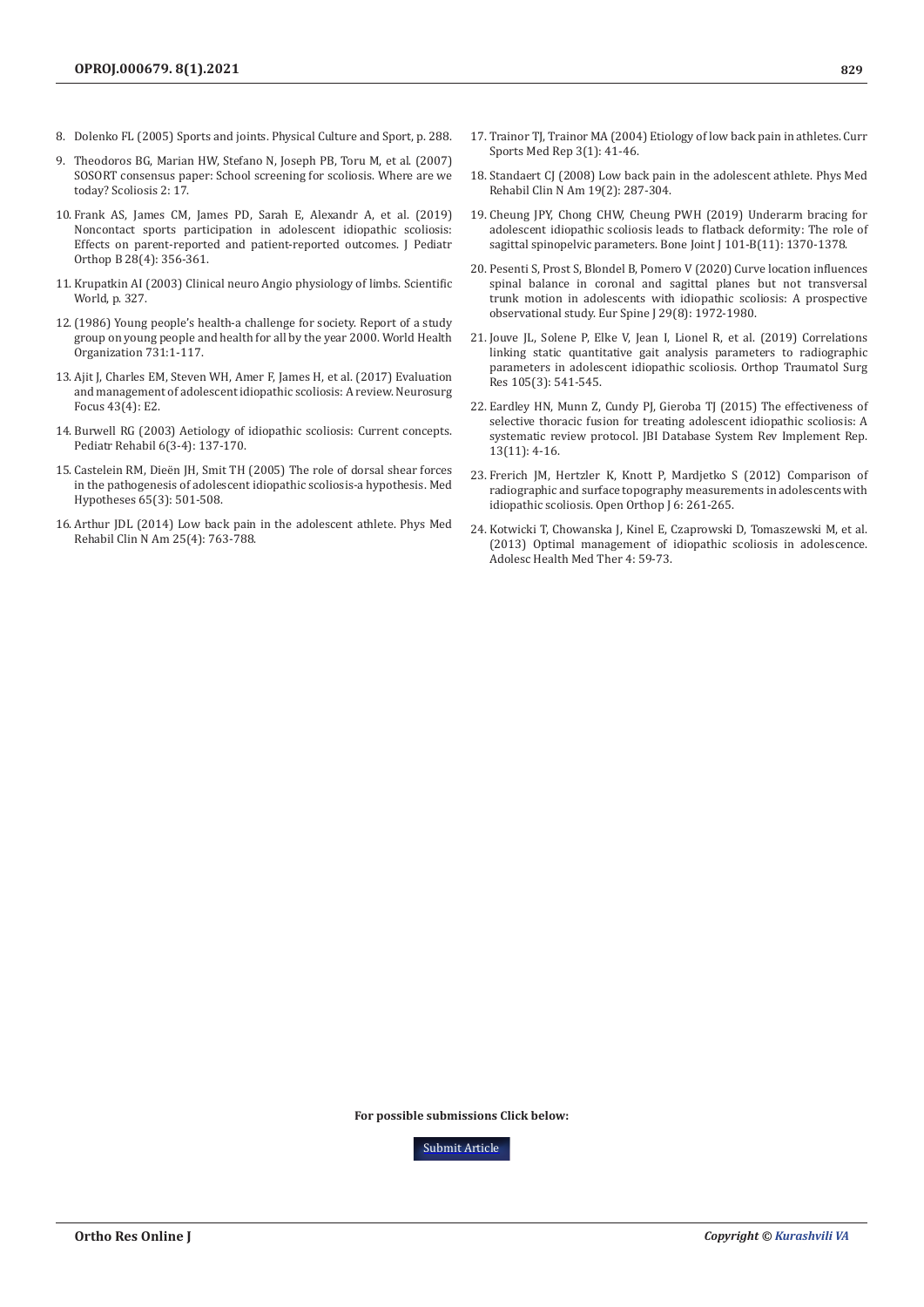8. Dolenko FL (2005) Sports and joints. Physical Culture and Sport, p. 288.
9. Theodoros BG, Marian HW, Stefano N, Joseph PB, Toru M, et al. (2007) SOSORT consensus paper: School screening for scoliosis. Where are we today? Scoliosis 2: 17.
10. Frank AS, James CM, James PD, Sarah E, Alexandr A, et al. (2019) Noncontact sports participation in adolescent idiopathic scoliosis: Effects on parent-reported and patient-reported outcomes. J Pediatr Orthop B 28(4): 356-361.
11. Krupatkin AI (2003) Clinical neuro Angio physiology of limbs. Scientific World, p. 327.
12. (1986) Young people's health-a challenge for society. Report of a study group on young people and health for all by the year 2000. World Health Organization 731:1-117.
13. Ajit J, Charles EM, Steven WH, Amer F, James H, et al. (2017) Evaluation and management of adolescent idiopathic scoliosis: A review. Neurosurg Focus 43(4): E2.
14. Burwell RG (2003) Aetiology of idiopathic scoliosis: Current concepts. Pediatr Rehabil 6(3-4): 137-170.
15. Castelein RM, Dieën JH, Smit TH (2005) The role of dorsal shear forces in the pathogenesis of adolescent idiopathic scoliosis-a hypothesis. Med Hypotheses 65(3): 501-508.
16. Arthur JDL (2014) Low back pain in the adolescent athlete. Phys Med Rehabil Clin N Am 25(4): 763-788.
17. Trainor TJ, Trainor MA (2004) Etiology of low back pain in athletes. Curr Sports Med Rep 3(1): 41-46.
18. Standaert CJ (2008) Low back pain in the adolescent athlete. Phys Med Rehabil Clin N Am 19(2): 287-304.
19. Cheung JPY, Chong CHW, Cheung PWH (2019) Underarm bracing for adolescent idiopathic scoliosis leads to flatback deformity: The role of sagittal spinopelvic parameters. Bone Joint J 101-B(11): 1370-1378.
20. Pesenti S, Prost S, Blondel B, Pomero V (2020) Curve location influences spinal balance in coronal and sagittal planes but not transversal trunk motion in adolescents with idiopathic scoliosis: A prospective observational study. Eur Spine J 29(8): 1972-1980.
21. Jouve JL, Solene P, Elke V, Jean I, Lionel R, et al. (2019) Correlations linking static quantitative gait analysis parameters to radiographic parameters in adolescent idiopathic scoliosis. Orthop Traumatol Surg Res 105(3): 541-545.
22. Eardley HN, Munn Z, Cundy PJ, Gieroba TJ (2015) The effectiveness of selective thoracic fusion for treating adolescent idiopathic scoliosis: A systematic review protocol. JBI Database System Rev Implement Rep. 13(11): 4-16.
23. Frerich JM, Hertzler K, Knott P, Mardjetko S (2012) Comparison of radiographic and surface topography measurements in adolescents with idiopathic scoliosis. Open Orthop J 6: 261-265.
24. Kotwicki T, Chowanska J, Kinel E, Czaprowski D, Tomaszewski M, et al. (2013) Optimal management of idiopathic scoliosis in adolescence. Adolesc Health Med Ther 4: 59-73.

**For possible submissions Click below:**

Submit Article